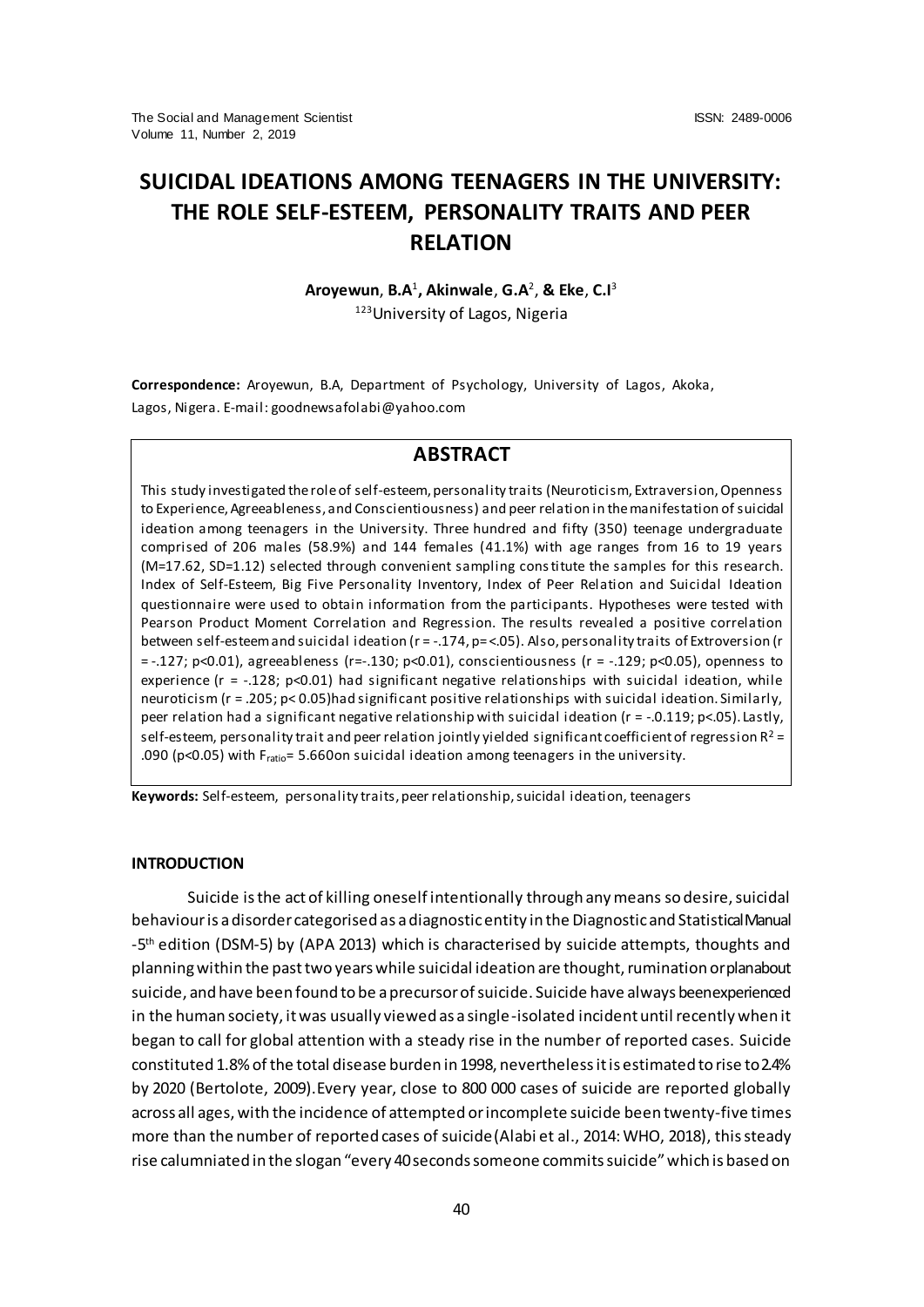# SUICIDAL IDEATIONS AMONG TEENAGERS IN THE UNIVERSITY: THE ROLE SELF-ESTEEM, PERSONALITY TRAITS AND PEER RELATION

**Aroyewun, B.A**[1]**, Akinwale, G.A**[2]**, & Eke, C.I**[3]

[123]University of Lagos, Nigeria

**Correspondence:** Aroyewun, B.A, Department of Psychology, University of Lagos, Akoka, Lagos, Nigera. E-mail: goodnewsafolabi@yahoo.com

## ABSTRACT

This study investigated the role of self-esteem, personality traits (Neuroticism, Extraversion, Openness to Experience, Agreeableness, and Conscientiousness) and peer relation in the manifestation of suicidal ideation among teenagers in the University. Three hundred and fifty (350) teenage undergraduate comprised of 206 males (58.9%) and 144 females (41.1%) with age ranges from 16 to 19 years (M=17.62, SD=1.12) selected through convenient sampling constitute the samples for this research. Index of Self-Esteem, Big Five Personality Inventory, Index of Peer Relation and Suicidal Ideation questionnaire were used to obtain information from the participants. Hypotheses were tested with Pearson Product Moment Correlation and Regression. The results revealed a positive correlation between self-esteem and suicidal ideation ($r = -.174, p = <.05$). Also, personality traits of Extroversion ($r = -.127; p<0.01$), agreeableness ($r=-.130; p<0.01$), conscientiousness ($r = -.129; p<0.05$), openness to experience ($r = -.128; p<0.01$) had significant negative relationships with suicidal ideation, while neuroticism ($r = .205; p< 0.05$)had significant positive relationships with suicidal ideation. Similarly, peer relation had a significant negative relationship with suicidal ideation ($r = -.0.119; p<.05$). Lastly, self-esteem, personality trait and peer relation jointly yielded significant coefficient of regression $R^2 = .090$ ($p<0.05$) with $F_{ratio}= 5.660$on suicidal ideation among teenagers in the university.

**Keywords:** Self-esteem, personality traits, peer relationship, suicidal ideation, teenagers

## INTRODUCTION

Suicide is the act of killing oneself intentionally through any means so desire, suicidal behaviour is a disorder categorised as a diagnostic entity in the Diagnostic and Statistical Manual -5th edition (DSM-5) by (APA 2013) which is characterised by suicide attempts, thoughts and planning within the past two years while suicidal ideation are thought, rumination or plan about suicide, and have been found to be a precursor of suicide. Suicide have always been experienced in the human society, it was usually viewed as a single-isolated incident until recently when it began to call for global attention with a steady rise in the number of reported cases. Suicide constituted 1.8% of the total disease burden in 1998, nevertheless it is estimated to rise to 2.4% by 2020 (Bertolote, 2009). Every year, close to 800 000 cases of suicide are reported globally across all ages, with the incidence of attempted or incomplete suicide been twenty-five times more than the number of reported cases of suicide (Alabi et al., 2014: WHO, 2018), this steady rise calumniated in the slogan "every 40 seconds someone commits suicide" which is based on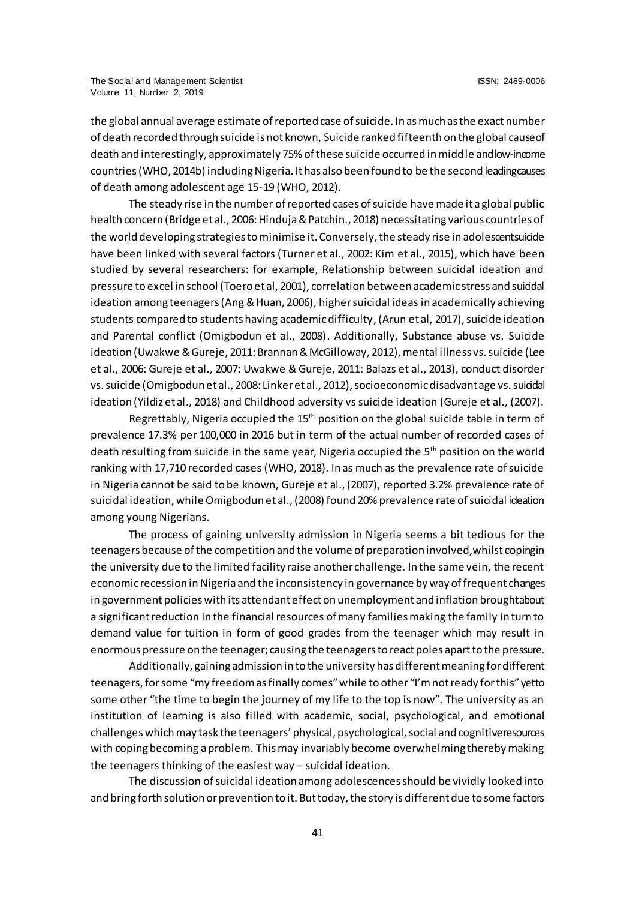the global annual average estimate of reported case of suicide. In as much as the exact number of death recorded through suicide is not known, Suicide ranked fifteenth on the global cause of death and interestingly, approximately 75% of these suicide occurred in middle and low-income countries (WHO, 2014b) including Nigeria. It has also been found to be the second leading causes of death among adolescent age 15-19 (WHO, 2012).

The steady rise in the number of reported cases of suicide have made it a global public health concern (Bridge et al., 2006: Hinduja & Patchin., 2018) necessitating various countries of the world developing strategies to minimise it. Conversely, the steady rise in adolescent suicide have been linked with several factors (Turner et al., 2002: Kim et al., 2015), which have been studied by several researchers: for example, Relationship between suicidal ideation and pressure to excel in school (Toero et al, 2001), correlation between academic stress and suicidal ideation among teenagers (Ang & Huan, 2006), higher suicidal ideas in academically achieving students compared to students having academic difficulty, (Arun et al, 2017), suicide ideation and Parental conflict (Omigbodun et al., 2008). Additionally, Substance abuse vs. Suicide ideation (Uwakwe & Gureje, 2011: Brannan & McGilloway, 2012), mental illness vs. suicide (Lee et al., 2006: Gureje et al., 2007: Uwakwe & Gureje, 2011: Balazs et al., 2013), conduct disorder vs. suicide (Omigbodun et al., 2008: Linker et al., 2012), socioeconomic disadvantage vs. suicidal ideation (Yildiz et al., 2018) and Childhood adversity vs suicide ideation (Gureje et al., (2007).

Regrettably, Nigeria occupied the 15th position on the global suicide table in term of prevalence 17.3% per 100,000 in 2016 but in term of the actual number of recorded cases of death resulting from suicide in the same year, Nigeria occupied the 5th position on the world ranking with 17,710 recorded cases (WHO, 2018). In as much as the prevalence rate of suicide in Nigeria cannot be said to be known, Gureje et al., (2007), reported 3.2% prevalence rate of suicidal ideation, while Omigbodun et al., (2008) found 20% prevalence rate of suicidal ideation among young Nigerians.

The process of gaining university admission in Nigeria seems a bit tedious for the teenagers because of the competition and the volume of preparation involved, whilst coping in the university due to the limited facility raise another challenge. In the same vein, the recent economic recession in Nigeria and the inconsistency in governance by way of frequent changes in government policies with its attendant effect on unemployment and inflation brought about a significant reduction in the financial resources of many families making the family in turn to demand value for tuition in form of good grades from the teenager which may result in enormous pressure on the teenager; causing the teenagers to react poles apart to the pressure.

Additionally, gaining admission in to the university has different meaning for different teenagers, for some "my freedom as finally comes" while to other "I'm not ready for this" yet to some other "the time to begin the journey of my life to the top is now". The university as an institution of learning is also filled with academic, social, psychological, and emotional challenges which may task the teenagers' physical, psychological, social and cognitive resources with coping becoming a problem. This may invariably become overwhelming thereby making the teenagers thinking of the easiest way – suicidal ideation.

The discussion of suicidal ideation among adolescences should be vividly looked into and bring forth solution or prevention to it. But today, the story is different due to some factors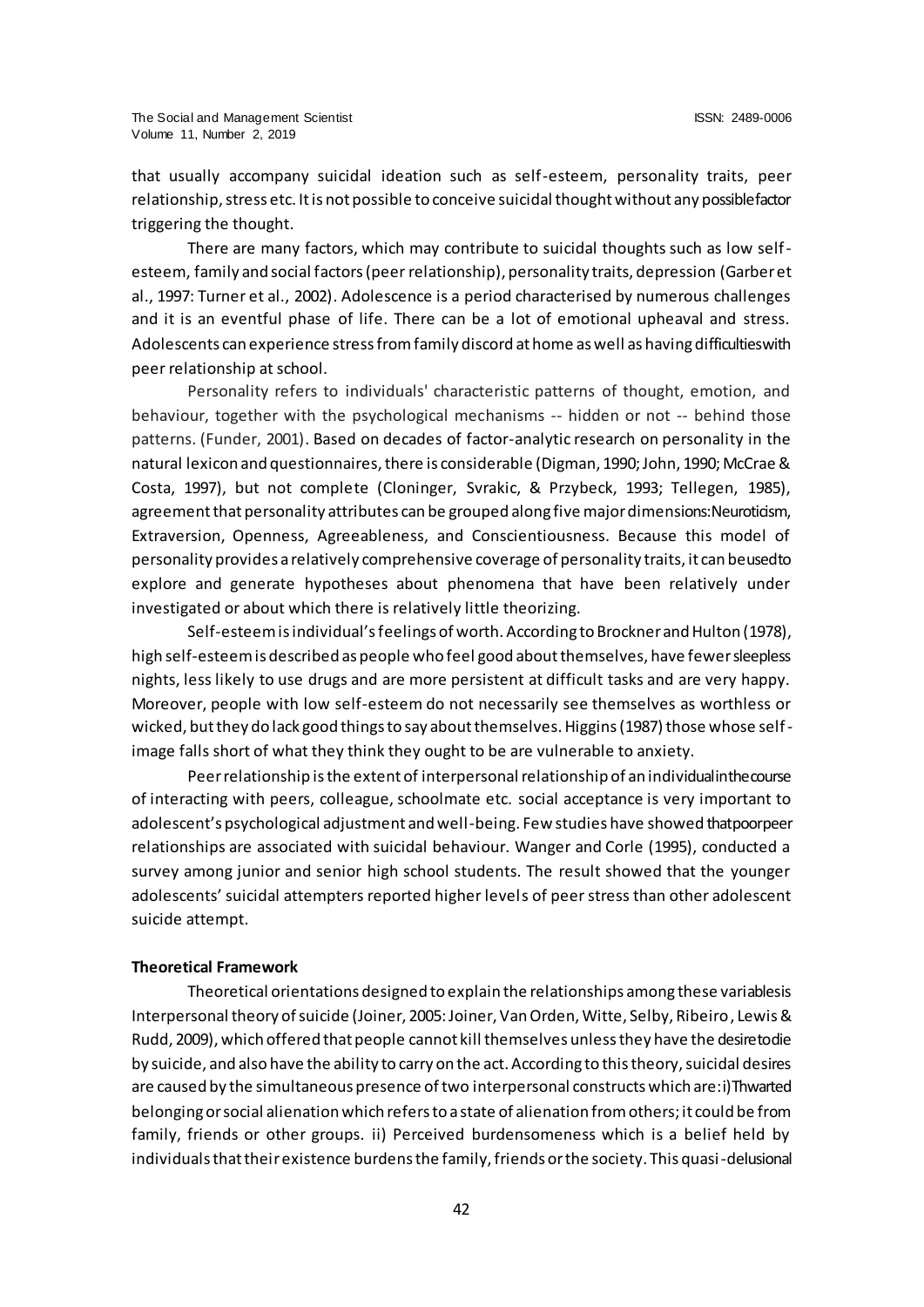that usually accompany suicidal ideation such as self-esteem, personality traits, peer relationship, stress etc. It is not possible to conceive suicidal thought without any possible factor triggering the thought.

There are many factors, which may contribute to suicidal thoughts such as low self-esteem, family and social factors (peer relationship), personality traits, depression (Garber et al., 1997: Turner et al., 2002). Adolescence is a period characterised by numerous challenges and it is an eventful phase of life. There can be a lot of emotional upheaval and stress. Adolescents can experience stress from family discord at home as well as having difficulties with peer relationship at school.

Personality refers to individuals' characteristic patterns of thought, emotion, and behaviour, together with the psychological mechanisms -- hidden or not -- behind those patterns. (Funder, 2001). Based on decades of factor-analytic research on personality in the natural lexicon and questionnaires, there is considerable (Digman, 1990; John, 1990; McCrae & Costa, 1997), but not complete (Cloninger, Svrakic, & Przybeck, 1993; Tellegen, 1985), agreement that personality attributes can be grouped along five major dimensions: Neuroticism, Extraversion, Openness, Agreeableness, and Conscientiousness. Because this model of personality provides a relatively comprehensive coverage of personality traits, it can be used to explore and generate hypotheses about phenomena that have been relatively under investigated or about which there is relatively little theorizing.

Self-esteem is individual's feelings of worth. According to Brockner and Hulton (1978), high self-esteem is described as people who feel good about themselves, have fewer sleepless nights, less likely to use drugs and are more persistent at difficult tasks and are very happy. Moreover, people with low self-esteem do not necessarily see themselves as worthless or wicked, but they do lack good things to say about themselves. Higgins (1987) those whose self-image falls short of what they think they ought to be are vulnerable to anxiety.

Peer relationship is the extent of interpersonal relationship of an individual in the course of interacting with peers, colleague, schoolmate etc. social acceptance is very important to adolescent's psychological adjustment and well-being. Few studies have showed that poor peer relationships are associated with suicidal behaviour. Wanger and Corle (1995), conducted a survey among junior and senior high school students. The result showed that the younger adolescents' suicidal attempters reported higher levels of peer stress than other adolescent suicide attempt.

**Theoretical Framework**

Theoretical orientations designed to explain the relationships among these variables is Interpersonal theory of suicide (Joiner, 2005: Joiner, Van Orden, Witte, Selby, Ribeiro, Lewis & Rudd, 2009), which offered that people cannot kill themselves unless they have the desire to die by suicide, and also have the ability to carry on the act. According to this theory, suicidal desires are caused by the simultaneous presence of two interpersonal constructs which are: i) Thwarted belonging or social alienation which refers to a state of alienation from others; it could be from family, friends or other groups. ii) Perceived burdensomeness which is a belief held by individuals that their existence burdens the family, friends or the society. This quasi-delusional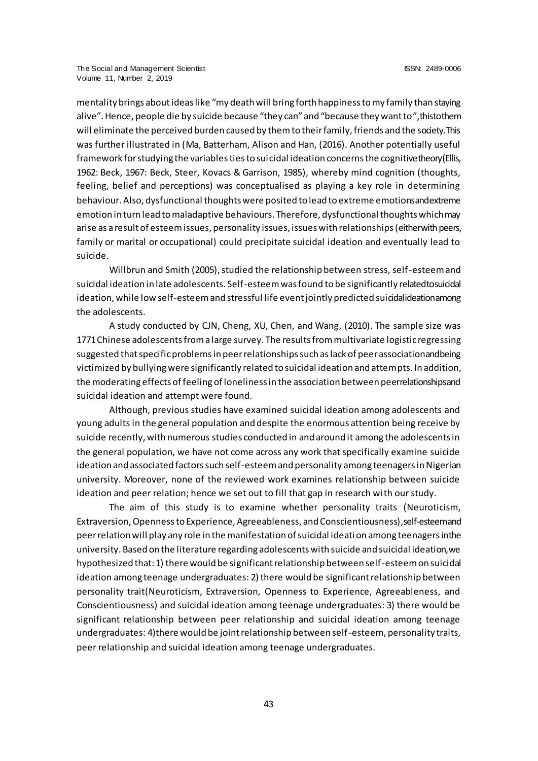mentality brings about ideas like "my death will bring forth happiness to my family than staying alive". Hence, people die by suicide because "they can" and "because they want to", this to them will eliminate the perceived burden caused by them to their family, friends and the society. This was further illustrated in (Ma, Batterham, Alison and Han, (2016). Another potentially useful framework for studying the variables ties to suicidal ideation concerns the cognitive theory (Ellis, 1962: Beck, 1967: Beck, Steer, Kovacs & Garrison, 1985), whereby mind cognition (thoughts, feeling, belief and perceptions) was conceptualised as playing a key role in determining behaviour. Also, dysfunctional thoughts were posited to lead to extreme emotions and extreme emotion in turn lead to maladaptive behaviours. Therefore, dysfunctional thoughts which may arise as a result of esteem issues, personality issues, issues with relationships (either with peers, family or marital or occupational) could precipitate suicidal ideation and eventually lead to suicide.

Willbrun and Smith (2005), studied the relationship between stress, self-esteem and suicidal ideation in late adolescents. Self-esteem was found to be significantly related to suicidal ideation, while low self-esteem and stressful life event jointly predicted suicidal ideation among the adolescents.

A study conducted by CJN, Cheng, XU, Chen, and Wang, (2010). The sample size was 1771 Chinese adolescents from a large survey. The results from multivariate logistic regressing suggested that specific problems in peer relationships such as lack of peer association and being victimized by bullying were significantly related to suicidal ideation and attempts. In addition, the moderating effects of feeling of loneliness in the association between peer relationships and suicidal ideation and attempt were found.

Although, previous studies have examined suicidal ideation among adolescents and young adults in the general population and despite the enormous attention being receive by suicide recently, with numerous studies conducted in and around it among the adolescents in the general population, we have not come across any work that specifically examine suicide ideation and associated factors such self-esteem and personality among teenagers in Nigerian university. Moreover, none of the reviewed work examines relationship between suicide ideation and peer relation; hence we set out to fill that gap in research with our study.

The aim of this study is to examine whether personality traits (Neuroticism, Extraversion, Openness to Experience, Agreeableness, and Conscientiousness), self-esteem and peer relation will play any role in the manifestation of suicidal ideation among teenagers in the university. Based on the literature regarding adolescents with suicide and suicidal ideation, we hypothesized that: 1) there would be significant relationship between self-esteem on suicidal ideation among teenage undergraduates: 2) there would be significant relationship between personality trait (Neuroticism, Extraversion, Openness to Experience, Agreeableness, and Conscientiousness) and suicidal ideation among teenage undergraduates: 3) there would be significant relationship between peer relationship and suicidal ideation among teenage undergraduates: 4) there would be joint relationship between self-esteem, personality traits, peer relationship and suicidal ideation among teenage undergraduates.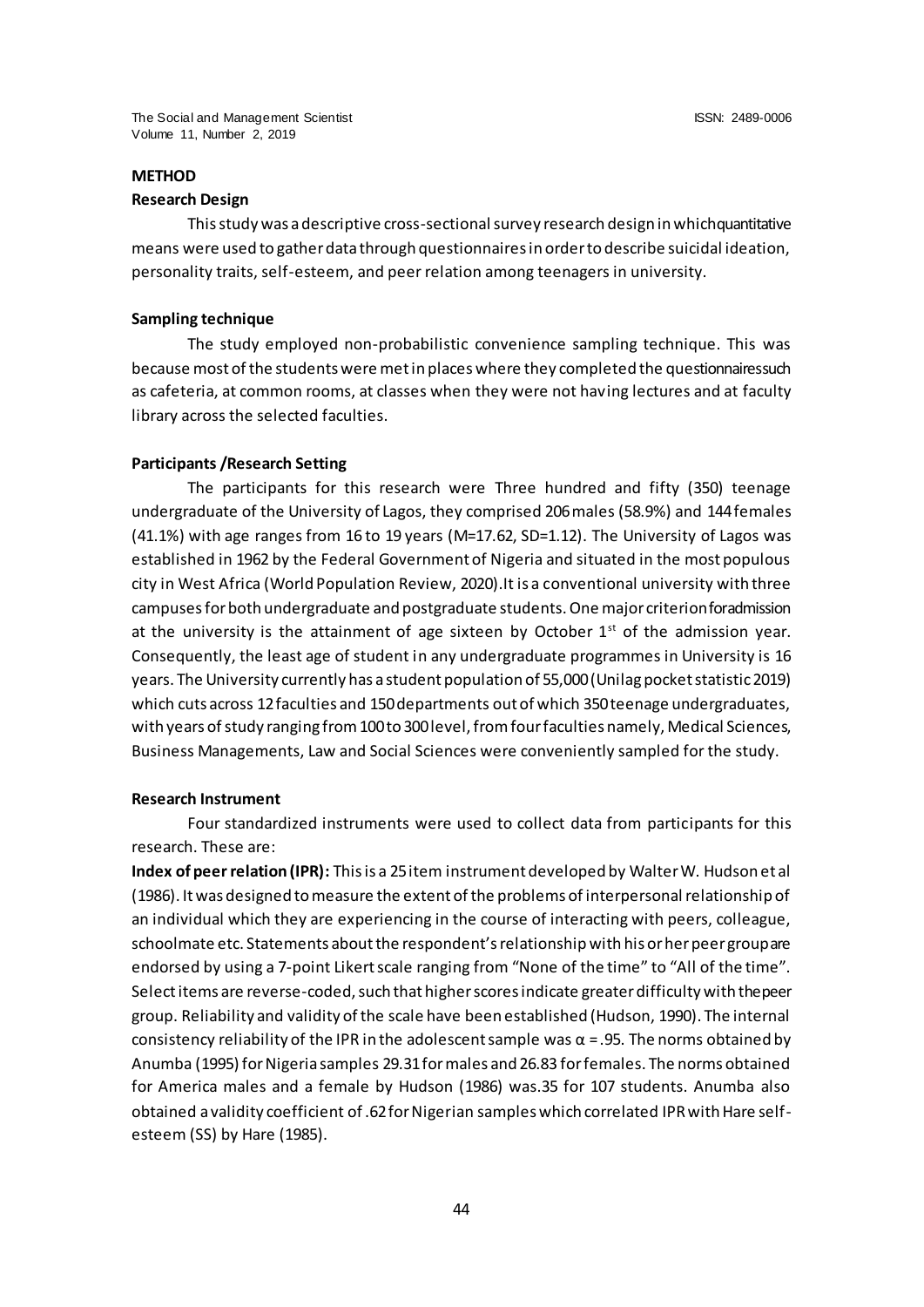## METHOD

### Research Design

This study was a descriptive cross-sectional survey research design in which quantitative means were used to gather data through questionnaires in order to describe suicidal ideation, personality traits, self-esteem, and peer relation among teenagers in university.

### Sampling technique

The study employed non-probabilistic convenience sampling technique. This was because most of the students were met in places where they completed the questionnaires such as cafeteria, at common rooms, at classes when they were not having lectures and at faculty library across the selected faculties.

### Participants /Research Setting

The participants for this research were Three hundred and fifty (350) teenage undergraduate of the University of Lagos, they comprised 206 males (58.9%) and 144 females (41.1%) with age ranges from 16 to 19 years (M=17.62, SD=1.12). The University of Lagos was established in 1962 by the Federal Government of Nigeria and situated in the most populous city in West Africa (World Population Review, 2020).It is a conventional university with three campuses for both undergraduate and postgraduate students. One major criterion for admission at the university is the attainment of age sixteen by October 1st of the admission year. Consequently, the least age of student in any undergraduate programmes in University is 16 years. The University currently has a student population of 55,000 (Unilag pocket statistic 2019) which cuts across 12 faculties and 150 departments out of which 350 teenage undergraduates, with years of study ranging from 100 to 300 level, from four faculties namely, Medical Sciences, Business Managements, Law and Social Sciences were conveniently sampled for the study.

### Research Instrument

Four standardized instruments were used to collect data from participants for this research. These are:

**Index of peer relation (IPR):** This is a 25 item instrument developed by Walter W. Hudson et al (1986). It was designed to measure the extent of the problems of interpersonal relationship of an individual which they are experiencing in the course of interacting with peers, colleague, schoolmate etc. Statements about the respondent's relationship with his or her peer group are endorsed by using a 7-point Likert scale ranging from "None of the time" to "All of the time". Select items are reverse-coded, such that higher scores indicate greater difficulty with the peer group. Reliability and validity of the scale have been established (Hudson, 1990). The internal consistency reliability of the IPR in the adolescent sample was $\alpha$ = .95. The norms obtained by Anumba (1995) for Nigeria samples 29.31 for males and 26.83 for females. The norms obtained for America males and a female by Hudson (1986) was.35 for 107 students. Anumba also obtained a validity coefficient of .62 for Nigerian samples which correlated IPR with Hare self-esteem (SS) by Hare (1985).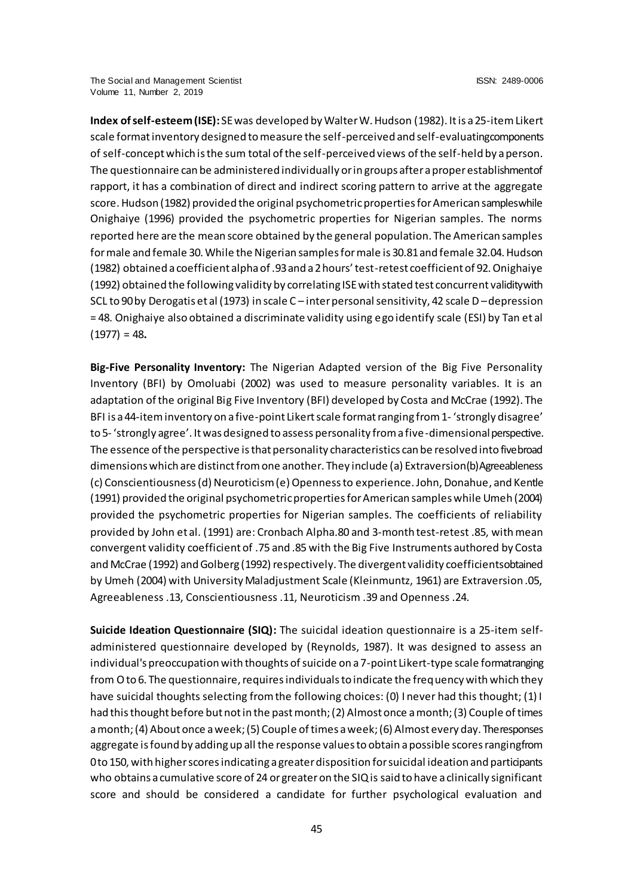**Index of self-esteem (ISE):** SE was developed by Walter W. Hudson (1982). It is a 25-item Likert scale format inventory designed to measure the self-perceived and self-evaluating components of self-concept which is the sum total of the self-perceived views of the self-held by a person. The questionnaire can be administered individually or in groups after a proper establishment of rapport, it has a combination of direct and indirect scoring pattern to arrive at the aggregate score. Hudson (1982) provided the original psychometric properties for American samples while Onighaiye (1996) provided the psychometric properties for Nigerian samples. The norms reported here are the mean score obtained by the general population. The American samples for male and female 30. While the Nigerian samples for male is 30.81 and female 32.04. Hudson (1982) obtained a coefficient alpha of .93 and a 2 hours' test-retest coefficient of 92. Onighaiye (1992) obtained the following validity by correlating ISE with stated test concurrent validity with SCL to 90 by Derogatis et al (1973) in scale C – inter personal sensitivity, 42 scale D – depression = 48. Onighaiye also obtained a discriminate validity using ego identify scale (ESI) by Tan et al (1977) = 48**.**

**Big-Five Personality Inventory:** The Nigerian Adapted version of the Big Five Personality Inventory (BFI) by Omoluabi (2002) was used to measure personality variables. It is an adaptation of the original Big Five Inventory (BFI) developed by Costa and McCrae (1992). The BFI is a 44-item inventory on a five-point Likert scale format ranging from 1- 'strongly disagree' to 5- 'strongly agree'. It was designed to assess personality from a five-dimensional perspective. The essence of the perspective is that personality characteristics can be resolved into five broad dimensions which are distinct from one another. They include (a) Extraversion (b) Agreeableness (c) Conscientiousness (d) Neuroticism (e) Openness to experience. John, Donahue, and Kentle (1991) provided the original psychometric properties for American samples while Umeh (2004) provided the psychometric properties for Nigerian samples. The coefficients of reliability provided by John et al. (1991) are: Cronbach Alpha .80 and 3-month test-retest .85, with mean convergent validity coefficient of .75 and .85 with the Big Five Instruments authored by Costa and McCrae (1992) and Golberg (1992) respectively. The divergent validity coefficients obtained by Umeh (2004) with University Maladjustment Scale (Kleinmuntz, 1961) are Extraversion .05, Agreeableness .13, Conscientiousness .11, Neuroticism .39 and Openness .24.

**Suicide Ideation Questionnaire (SIQ):** The suicidal ideation questionnaire is a 25-item self-administered questionnaire developed by (Reynolds, 1987). It was designed to assess an individual's preoccupation with thoughts of suicide on a 7-point Likert-type scale format ranging from O to 6. The questionnaire, requires individuals to indicate the frequency with which they have suicidal thoughts selecting from the following choices: (0) I never had this thought; (1) I had this thought before but not in the past month; (2) Almost once a month; (3) Couple of times a month; (4) About once a week; (5) Couple of times a week; (6) Almost every day. The responses aggregate is found by adding up all the response values to obtain a possible scores ranging from 0 to 150, with higher scores indicating a greater disposition for suicidal ideation and participants who obtains a cumulative score of 24 or greater on the SIQ is said to have a clinically significant score and should be considered a candidate for further psychological evaluation and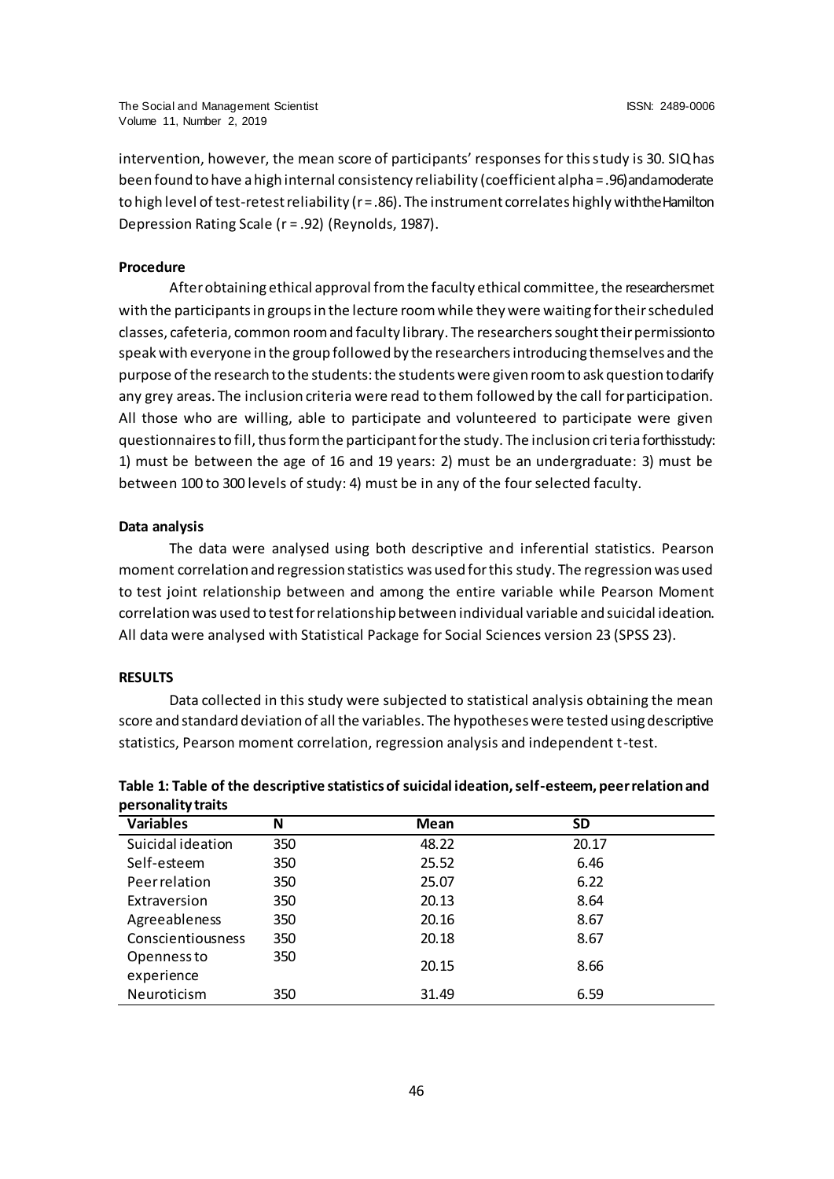intervention, however, the mean score of participants' responses for this study is 30. SIQ has been found to have a high internal consistency reliability (coefficient alpha = .96) and a moderate to high level of test-retest reliability (r = .86). The instrument correlates highly with the Hamilton Depression Rating Scale (r = .92) (Reynolds, 1987).

**Procedure**

After obtaining ethical approval from the faculty ethical committee, the researchers met with the participants in groups in the lecture room while they were waiting for their scheduled classes, cafeteria, common room and faculty library. The researchers sought their permission to speak with everyone in the group followed by the researchers introducing themselves and the purpose of the research to the students: the students were given room to ask question to clarify any grey areas. The inclusion criteria were read to them followed by the call for participation. All those who are willing, able to participate and volunteered to participate were given questionnaires to fill, thus form the participant for the study. The inclusion criteria for this study: 1) must be between the age of 16 and 19 years: 2) must be an undergraduate: 3) must be between 100 to 300 levels of study: 4) must be in any of the four selected faculty.

**Data analysis**

The data were analysed using both descriptive and inferential statistics. Pearson moment correlation and regression statistics was used for this study. The regression was used to test joint relationship between and among the entire variable while Pearson Moment correlation was used to test for relationship between individual variable and suicidal ideation. All data were analysed with Statistical Package for Social Sciences version 23 (SPSS 23).

**RESULTS**

Data collected in this study were subjected to statistical analysis obtaining the mean score and standard deviation of all the variables. The hypotheses were tested using descriptive statistics, Pearson moment correlation, regression analysis and independent t-test.

**Table 1: Table of the descriptive statistics of suicidal ideation, self-esteem, peer relation and personality traits**

| Variables | N | Mean | SD |
|---|---|---|---|
| Suicidal ideation | 350 | 48.22 | 20.17 |
| Self-esteem | 350 | 25.52 | 6.46 |
| Peer relation | 350 | 25.07 | 6.22 |
| Extraversion | 350 | 20.13 | 8.64 |
| Agreeableness | 350 | 20.16 | 8.67 |
| Conscientiousness | 350 | 20.18 | 8.67 |
| Openness to experience | 350 | 20.15 | 8.66 |
| Neuroticism | 350 | 31.49 | 6.59 |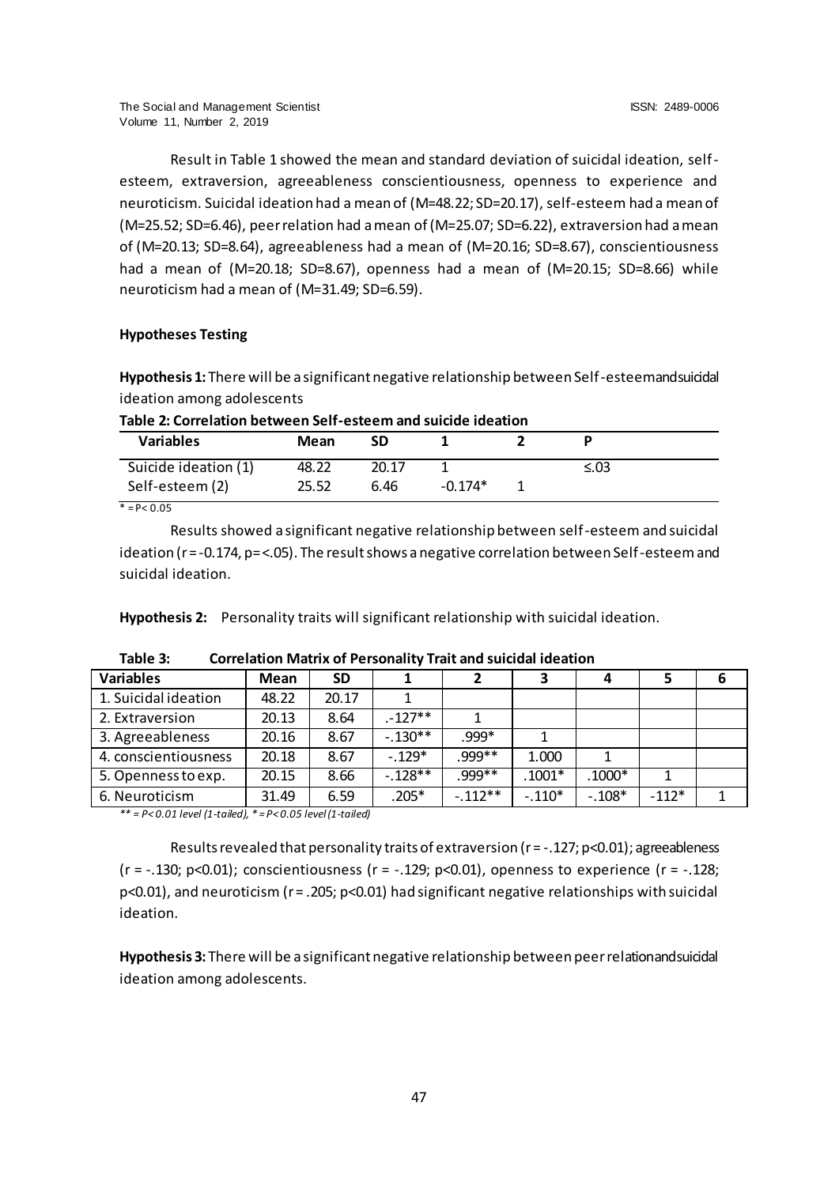Result in Table 1 showed the mean and standard deviation of suicidal ideation, self-esteem, extraversion, agreeableness conscientiousness, openness to experience and neuroticism. Suicidal ideation had a mean of (M=48.22; SD=20.17), self-esteem had a mean of (M=25.52; SD=6.46), peer relation had a mean of (M=25.07; SD=6.22), extraversion had a mean of (M=20.13; SD=8.64), agreeableness had a mean of (M=20.16; SD=8.67), conscientiousness had a mean of (M=20.18; SD=8.67), openness had a mean of (M=20.15; SD=8.66) while neuroticism had a mean of (M=31.49; SD=6.59).

**Hypotheses Testing**

**Hypothesis 1:** There will be a significant negative relationship between Self-esteemandsuicidal ideation among adolescents

**Table 2: Correlation between Self-esteem and suicide ideation**

| Variables | Mean | SD | 1 | 2 | P |
|---|---|---|---|---|---|
| Suicide ideation (1) | 48.22 | 20.17 | 1 | | ≤.03 |
| Self-esteem (2) | 25.52 | 6.46 | -0.174* | 1 | |

* = P< 0.05

Results showed a significant negative relationship between self-esteem and suicidal ideation (r = -0.174, p= <.05). The result shows a negative correlation between Self-esteem and suicidal ideation.

**Hypothesis 2:** Personality traits will significant relationship with suicidal ideation.

**Table 3: Correlation Matrix of Personality Trait and suicidal ideation**

| Variables | Mean | SD | 1 | 2 | 3 | 4 | 5 | 6 |
|---|---|---|---|---|---|---|---|---|
| 1. Suicidal ideation | 48.22 | 20.17 | 1 | | | | | |
| 2. Extraversion | 20.13 | 8.64 | .-127** | 1 | | | | |
| 3. Agreeableness | 20.16 | 8.67 | -.130** | .999* | 1 | | | |
| 4. conscientiousness | 20.18 | 8.67 | -.129* | .999** | 1.000 | 1 | | |
| 5. Openness to exp. | 20.15 | 8.66 | -.128** | .999** | .1001* | .1000* | 1 | |
| 6. Neuroticism | 31.49 | 6.59 | .205* | -.112** | -.110* | -.108* | -112* | 1 |

*\*\* = P< 0.01 level (1-tailed), \* = P< 0.05 level (1-tailed)*

Results revealed that personality traits of extraversion (r = -.127; p<0.01); agreeableness (r = -.130; p<0.01); conscientiousness (r = -.129; p<0.01), openness to experience (r = -.128; p<0.01), and neuroticism (r = .205; p<0.01) had significant negative relationships with suicidal ideation.

**Hypothesis 3:** There will be a significant negative relationship between peer relationandsuicidal ideation among adolescents.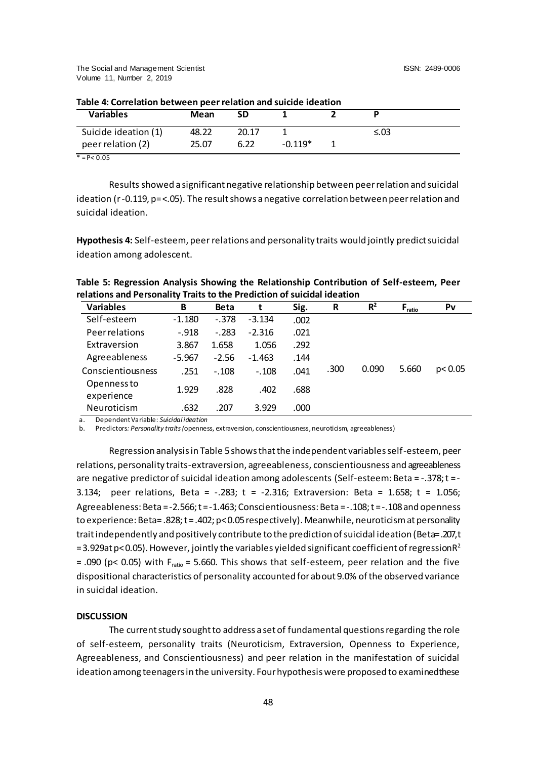**Table 4: Correlation between peer relation and suicide ideation**

| Variables | Mean | SD | 1 | 2 | P |
|---|---|---|---|---|---|
| Suicide ideation (1) | 48.22 | 20.17 | 1 | | ≤.03 |
| peer relation (2) | 25.07 | 6.22 | -0.119* | 1 | |

* = P< 0.05

Results showed a significant negative relationship between peer relation and suicidal ideation (r -0.119, p=<.05). The result shows a negative correlation between peer relation and suicidal ideation.

**Hypothesis 4:** Self-esteem, peer relations and personality traits would jointly predict suicidal ideation among adolescent.

**Table 5: Regression Analysis Showing the Relationship Contribution of Self-esteem, Peer relations and Personality Traits to the Prediction of suicidal ideation**

| Variables | B | Beta | t | Sig. | R | $R^2$ | $F_{ratio}$ | Pv |
|---|---|---|---|---|---|---|---|---|
| Self-esteem | -1.180 | -.378 | -3.134 | .002 | | | | |
| Peer relations | -.918 | -.283 | -2.316 | .021 | | | | |
| Extraversion | 3.867 | 1.658 | 1.056 | .292 | | | | |
| Agreeableness | -5.967 | -2.56 | -1.463 | .144 | | | | |
| Conscientiousness | .251 | -.108 | -.108 | .041 | .300 | 0.090 | 5.660 | p< 0.05 |
| Openness to experience | 1.929 | .828 | .402 | .688 | | | | |
| Neuroticism | .632 | .207 | 3.929 | .000 | | | | |

a. Dependent Variable: *Suicidal ideation*
b. Predictors*: Personality traits (*openness, extraversion, conscientiousness, neuroticism, agreeableness)

Regression analysis in Table 5 shows that the independent variables self-esteem, peer relations, personality traits-extraversion, agreeableness, conscientiousness and agreeableness are negative predictor of suicidal ideation among adolescents (Self-esteem: Beta = -.378; t = -3.134; peer relations, Beta = -.283; t = -2.316; Extraversion: Beta = 1.658; t = 1.056; Agreeableness: Beta = -2.566; t = -1.463; Conscientiousness: Beta = -.108; t = -.108 and openness to experience: Beta= .828; t = .402; p< 0.05 respectively). Meanwhile, neuroticism at personality trait independently and positively contribute to the prediction of suicidal ideation (Beta= .207, t = 3.929at p< 0.05). However, jointly the variables yielded significant coefficient of regression $R^2$ = .090 ($p < 0.05$) with $F_{ratio}$ = 5.660. This shows that self-esteem, peer relation and the five dispositional characteristics of personality accounted for about 9.0% of the observed variance in suicidal ideation.

## DISCUSSION

The current study sought to address a set of fundamental questions regarding the role of self-esteem, personality traits (Neuroticism, Extraversion, Openness to Experience, Agreeableness, and Conscientiousness) and peer relation in the manifestation of suicidal ideation among teenagers in the university. Four hypothesis were proposed to examinedthese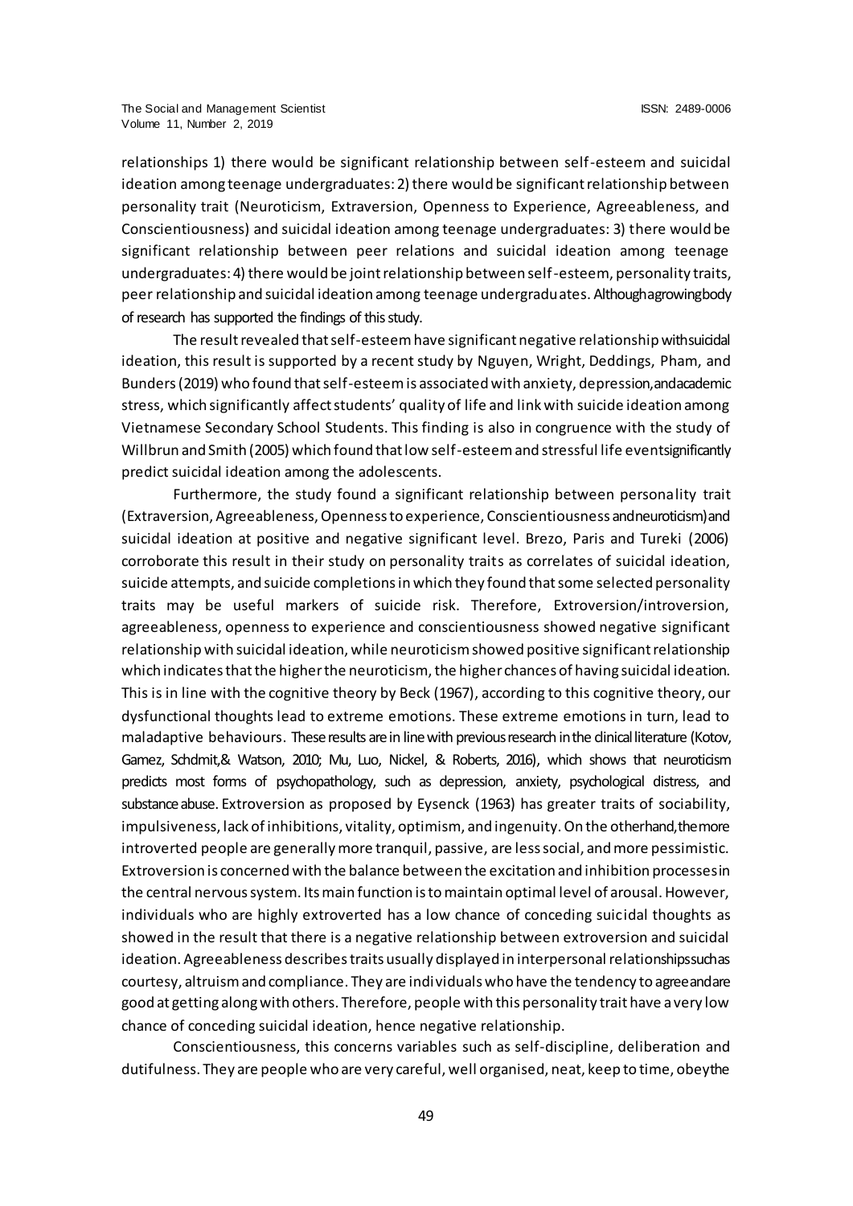relationships 1) there would be significant relationship between self-esteem and suicidal ideation among teenage undergraduates: 2) there would be significant relationship between personality trait (Neuroticism, Extraversion, Openness to Experience, Agreeableness, and Conscientiousness) and suicidal ideation among teenage undergraduates: 3) there would be significant relationship between peer relations and suicidal ideation among teenage undergraduates: 4) there would be joint relationship between self-esteem, personality traits, peer relationship and suicidal ideation among teenage undergraduates. Although a growing body of research has supported the findings of this study.

The result revealed that self-esteem have significant negative relationship with suicidal ideation, this result is supported by a recent study by Nguyen, Wright, Deddings, Pham, and Bunders (2019) who found that self-esteem is associated with anxiety, depression, and academic stress, which significantly affect students' quality of life and link with suicide ideation among Vietnamese Secondary School Students. This finding is also in congruence with the study of Willbrun and Smith (2005) which found that low self-esteem and stressful life events significantly predict suicidal ideation among the adolescents.

Furthermore, the study found a significant relationship between personality trait (Extraversion, Agreeableness, Openness to experience, Conscientiousness and neuroticism) and suicidal ideation at positive and negative significant level. Brezo, Paris and Tureki (2006) corroborate this result in their study on personality traits as correlates of suicidal ideation, suicide attempts, and suicide completions in which they found that some selected personality traits may be useful markers of suicide risk. Therefore, Extroversion/introversion, agreeableness, openness to experience and conscientiousness showed negative significant relationship with suicidal ideation, while neuroticism showed positive significant relationship which indicates that the higher the neuroticism, the higher chances of having suicidal ideation. This is in line with the cognitive theory by Beck (1967), according to this cognitive theory, our dysfunctional thoughts lead to extreme emotions. These extreme emotions in turn, lead to maladaptive behaviours. These results are in line with previous research in the clinical literature (Kotov, Gamez, Schdmit, & Watson, 2010; Mu, Luo, Nickel, & Roberts, 2016), which shows that neuroticism predicts most forms of psychopathology, such as depression, anxiety, psychological distress, and substance abuse. Extroversion as proposed by Eysenck (1963) has greater traits of sociability, impulsiveness, lack of inhibitions, vitality, optimism, and ingenuity. On the other hand, the more introverted people are generally more tranquil, passive, are less social, and more pessimistic. Extroversion is concerned with the balance between the excitation and inhibition processes in the central nervous system. Its main function is to maintain optimal level of arousal. However, individuals who are highly extroverted has a low chance of conceding suicidal thoughts as showed in the result that there is a negative relationship between extroversion and suicidal ideation. Agreeableness describes traits usually displayed in interpersonal relationships such as courtesy, altruism and compliance. They are individuals who have the tendency to agree and are good at getting along with others. Therefore, people with this personality trait have a very low chance of conceding suicidal ideation, hence negative relationship.

Conscientiousness, this concerns variables such as self-discipline, deliberation and dutifulness. They are people who are very careful, well organised, neat, keep to time, obey the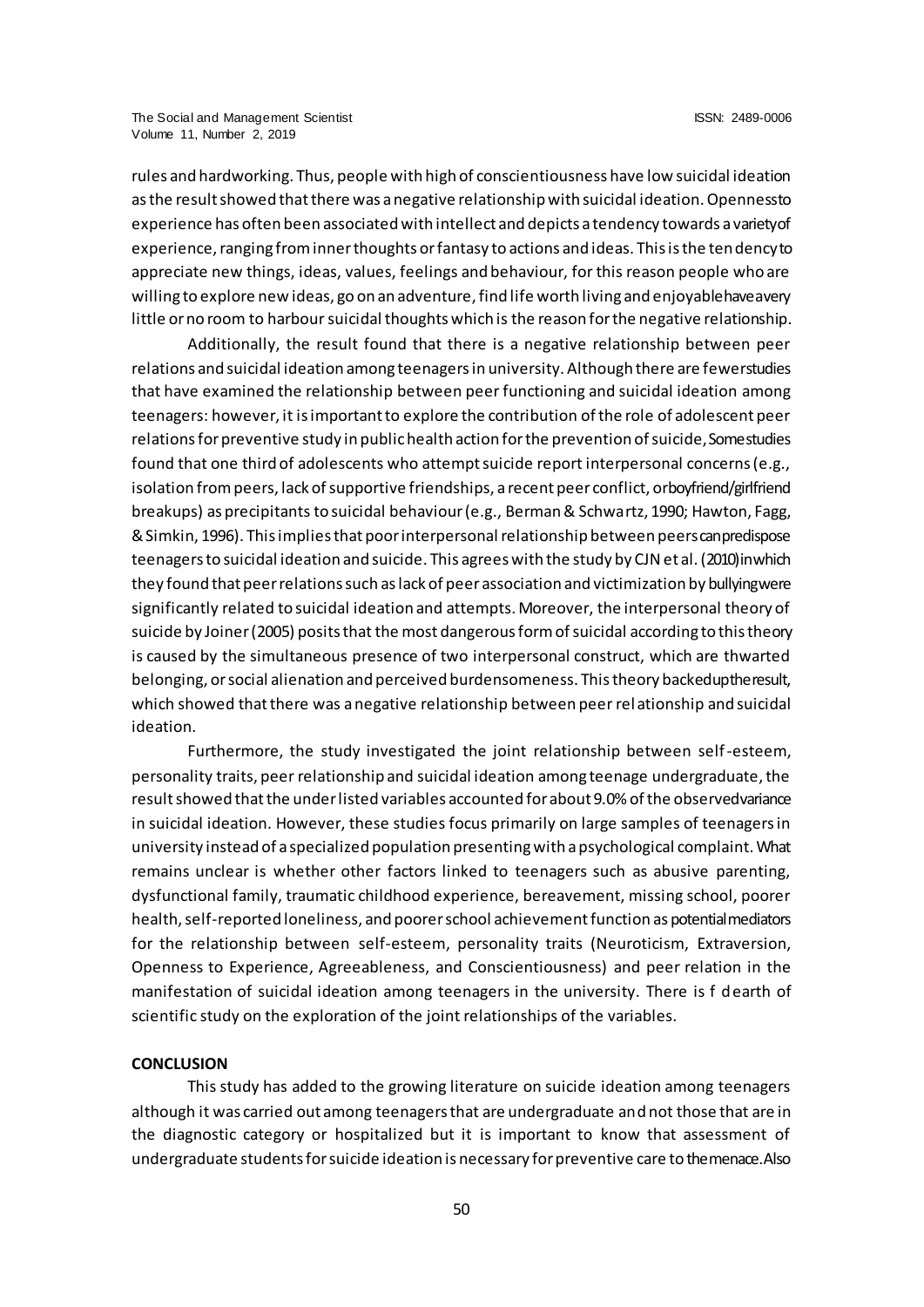rules and hardworking. Thus, people with high of conscientiousness have low suicidal ideation as the result showed that there was a negative relationship with suicidal ideation. Openness to experience has often been associated with intellect and depicts a tendency towards a variety of experience, ranging from inner thoughts or fantasy to actions and ideas. This is the tendency to appreciate new things, ideas, values, feelings and behaviour, for this reason people who are willing to explore new ideas, go on an adventure, find life worth living and enjoyable have a very little or no room to harbour suicidal thoughts which is the reason for the negative relationship.

Additionally, the result found that there is a negative relationship between peer relations and suicidal ideation among teenagers in university. Although there are fewer studies that have examined the relationship between peer functioning and suicidal ideation among teenagers: however, it is important to explore the contribution of the role of adolescent peer relations for preventive study in public health action for the prevention of suicide, Some studies found that one third of adolescents who attempt suicide report interpersonal concerns (e.g., isolation from peers, lack of supportive friendships, a recent peer conflict, or boyfriend/girlfriend breakups) as precipitants to suicidal behaviour (e.g., Berman & Schwartz, 1990; Hawton, Fagg, & Simkin, 1996). This implies that poor interpersonal relationship between peers can predispose teenagers to suicidal ideation and suicide. This agrees with the study by CJN et al. (2010) in which they found that peer relations such as lack of peer association and victimization by bullying were significantly related to suicidal ideation and attempts. Moreover, the interpersonal theory of suicide by Joiner (2005) posits that the most dangerous form of suicidal according to this theory is caused by the simultaneous presence of two interpersonal construct, which are thwarted belonging, or social alienation and perceived burdensomeness. This theory backed up the result, which showed that there was a negative relationship between peer relationship and suicidal ideation.

Furthermore, the study investigated the joint relationship between self-esteem, personality traits, peer relationship and suicidal ideation among teenage undergraduate, the result showed that the under listed variables accounted for about 9.0% of the observed variance in suicidal ideation. However, these studies focus primarily on large samples of teenagers in university instead of a specialized population presenting with a psychological complaint. What remains unclear is whether other factors linked to teenagers such as abusive parenting, dysfunctional family, traumatic childhood experience, bereavement, missing school, poorer health, self-reported loneliness, and poorer school achievement function as potential mediators for the relationship between self-esteem, personality traits (Neuroticism, Extraversion, Openness to Experience, Agreeableness, and Conscientiousness) and peer relation in the manifestation of suicidal ideation among teenagers in the university. There is f dearth of scientific study on the exploration of the joint relationships of the variables.

**CONCLUSION**

This study has added to the growing literature on suicide ideation among teenagers although it was carried out among teenagers that are undergraduate and not those that are in the diagnostic category or hospitalized but it is important to know that assessment of undergraduate students for suicide ideation is necessary for preventive care to the menace. Also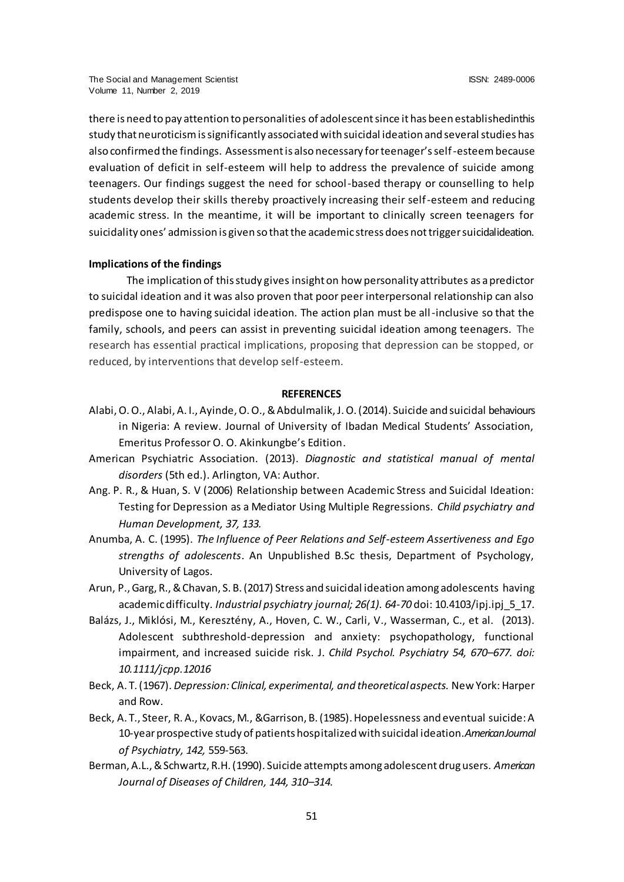there is need to pay attention to personalities of adolescent since it has been established in this study that neuroticism is significantly associated with suicidal ideation and several studies has also confirmed the findings. Assessment is also necessary for teenager's self-esteem because evaluation of deficit in self-esteem will help to address the prevalence of suicide among teenagers. Our findings suggest the need for school-based therapy or counselling to help students develop their skills thereby proactively increasing their self-esteem and reducing academic stress. In the meantime, it will be important to clinically screen teenagers for suicidality ones' admission is given so that the academic stress does not trigger suicidal ideation.

**Implications of the findings**

The implication of this study gives insight on how personality attributes as a predictor to suicidal ideation and it was also proven that poor peer interpersonal relationship can also predispose one to having suicidal ideation. The action plan must be all-inclusive so that the family, schools, and peers can assist in preventing suicidal ideation among teenagers. The research has essential practical implications, proposing that depression can be stopped, or reduced, by interventions that develop self-esteem.

**REFERENCES**

Alabi, O. O., Alabi, A. I., Ayinde, O. O., & Abdulmalik, J. O. (2014). Suicide and suicidal behaviours in Nigeria: A review. Journal of University of Ibadan Medical Students' Association, Emeritus Professor O. O. Akinkungbe's Edition.

American Psychiatric Association. (2013). *Diagnostic and statistical manual of mental disorders* (5th ed.). Arlington, VA: Author.

Ang. P. R., & Huan, S. V (2006) Relationship between Academic Stress and Suicidal Ideation: Testing for Depression as a Mediator Using Multiple Regressions. *Child psychiatry and Human Development, 37, 133.*

Anumba, A. C. (1995). *The Influence of Peer Relations and Self-esteem Assertiveness and Ego strengths of adolescents*. An Unpublished B.Sc thesis, Department of Psychology, University of Lagos.

Arun, P., Garg, R., & Chavan, S. B. (2017) Stress and suicidal ideation among adolescents having academic difficulty. *Industrial psychiatry journal; 26(1). 64-70* doi: 10.4103/ipj.ipj_5_17.

Balázs, J., Miklósi, M., Keresztény, A., Hoven, C. W., Carli, V., Wasserman, C., et al. (2013). Adolescent subthreshold-depression and anxiety: psychopathology, functional impairment, and increased suicide risk. J. *Child Psychol. Psychiatry 54, 670–677. doi: 10.1111/jcpp.12016*

Beck, A. T. (1967). *Depression: Clinical, experimental, and theoretical aspects.* New York: Harper and Row.

Beck, A. T., Steer, R. A., Kovacs, M., &Garrison, B. (1985). Hopelessness and eventual suicide: A 10-year prospective study of patients hospitalized with suicidal ideation. *American Journal of Psychiatry, 142,* 559-563.

Berman, A.L., & Schwartz, R.H. (1990). Suicide attempts among adolescent drug users. *American Journal of Diseases of Children, 144, 310–314.*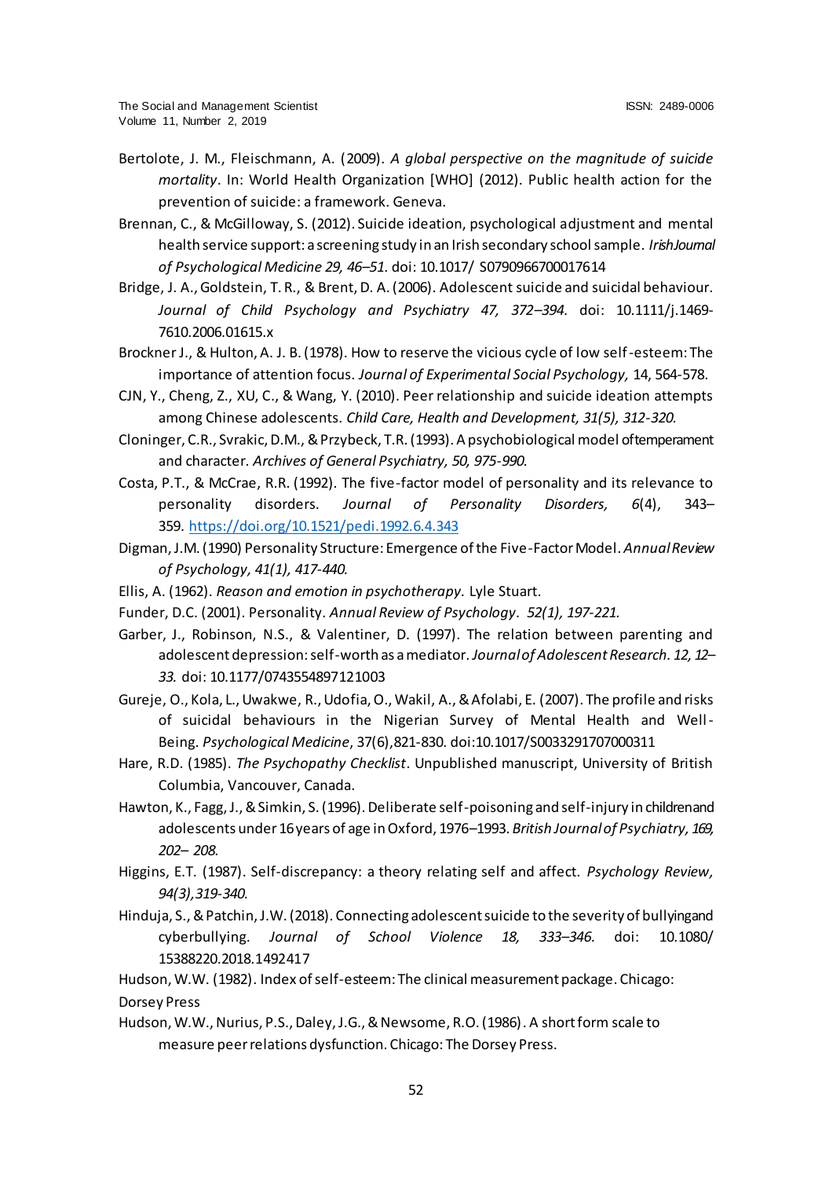Bertolote, J. M., Fleischmann, A. (2009). *A global perspective on the magnitude of suicide mortality*. In: World Health Organization [WHO] (2012). Public health action for the prevention of suicide: a framework. Geneva.

Brennan, C., & McGilloway, S. (2012). Suicide ideation, psychological adjustment and mental health service support: a screening study in an Irish secondary school sample. *Irish Journal of Psychological Medicine 29, 46–51.* doi: 10.1017/ S0790966700017614

Bridge, J. A., Goldstein, T. R., & Brent, D. A. (2006). Adolescent suicide and suicidal behaviour. *Journal of Child Psychology and Psychiatry 47, 372–394.* doi: 10.1111/j.1469-7610.2006.01615.x

Brockner J., & Hulton, A. J. B. (1978). How to reserve the vicious cycle of low self-esteem: The importance of attention focus. *Journal of Experimental Social Psychology,* 14, 564-578.

CJN, Y., Cheng, Z., XU, C., & Wang, Y. (2010). Peer relationship and suicide ideation attempts among Chinese adolescents. *Child Care, Health and Development, 31(5), 312-320.*

Cloninger, C.R., Svrakic, D.M., & Przybeck, T.R. (1993). A psychobiological model of temperament and character. *Archives of General Psychiatry, 50, 975-990.*

Costa, P.T., & McCrae, R.R. (1992). The five-factor model of personality and its relevance to personality disorders. *Journal of Personality Disorders, 6*(4), 343–359. https://doi.org/10.1521/pedi.1992.6.4.343

Digman, J.M. (1990) Personality Structure: Emergence of the Five-Factor Model. *Annual Review of Psychology, 41(1), 417-440.*

Ellis, A. (1962). *Reason and emotion in psychotherapy.* Lyle Stuart.

Funder, D.C. (2001). Personality. *Annual Review of Psychology. 52(1), 197-221.*

Garber, J., Robinson, N.S., & Valentiner, D. (1997). The relation between parenting and adolescent depression: self-worth as a mediator. *Journal of Adolescent Research. 12, 12–33.* doi: 10.1177/0743554897121003

Gureje, O., Kola, L., Uwakwe, R., Udofia, O., Wakil, A., & Afolabi, E. (2007). The profile and risks of suicidal behaviours in the Nigerian Survey of Mental Health and Well-Being. *Psychological Medicine*, 37(6),821-830. doi:10.1017/S0033291707000311

Hare, R.D. (1985). *The Psychopathy Checklist*. Unpublished manuscript, University of British Columbia, Vancouver, Canada.

Hawton, K., Fagg, J., & Simkin, S. (1996). Deliberate self-poisoning and self-injury in children and adolescents under 16 years of age in Oxford, 1976–1993. *British Journal of Psychiatry, 169, 202– 208.*

Higgins, E.T. (1987). Self-discrepancy: a theory relating self and affect. *Psychology Review, 94(3), 319-340.*

Hinduja, S., & Patchin, J.W. (2018). Connecting adolescent suicide to the severity of bullying and cyberbullying. *Journal of School Violence 18, 333–346.* doi: 10.1080/ 15388220.2018.1492417

Hudson, W.W. (1982). Index of self-esteem: The clinical measurement package. Chicago: Dorsey Press

Hudson, W.W., Nurius, P.S., Daley, J.G., & Newsome, R.O. (1986). A short form scale to measure peer relations dysfunction. Chicago: The Dorsey Press.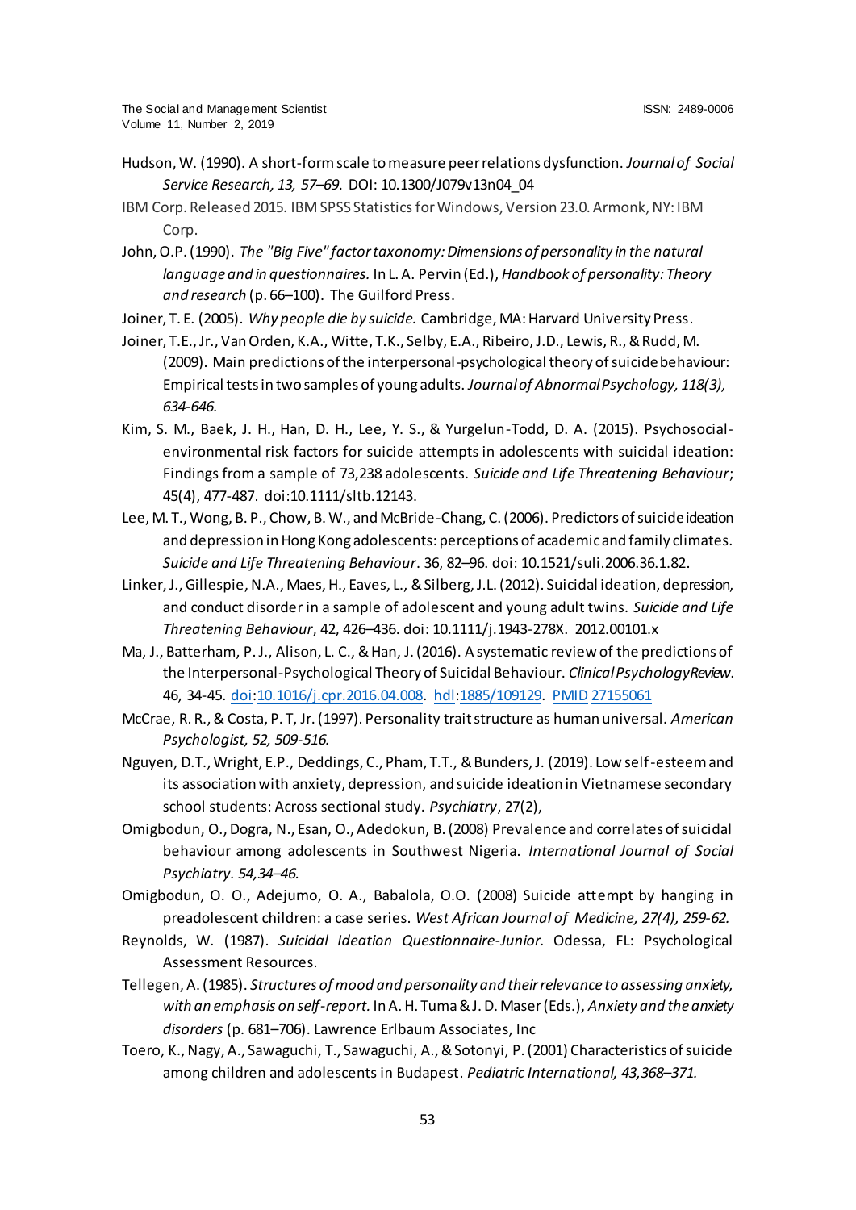Hudson, W. (1990). A short-form scale to measure peer relations dysfunction. *Journal of Social Service Research, 13, 57–69*. DOI: 10.1300/J079v13n04_04

IBM Corp. Released 2015. IBM SPSS Statistics for Windows, Version 23.0. Armonk, NY: IBM Corp.

John, O.P. (1990). *The "Big Five" factor taxonomy: Dimensions of personality in the natural language and in questionnaires.* In L. A. Pervin (Ed.), *Handbook of personality: Theory and research* (p. 66–100). The Guilford Press.

Joiner, T. E. (2005). *Why people die by suicide.* Cambridge, MA: Harvard University Press.

Joiner, T.E., Jr., Van Orden, K.A., Witte, T.K., Selby, E.A., Ribeiro, J.D., Lewis, R., & Rudd, M. (2009). Main predictions of the interpersonal-psychological theory of suicide behaviour: Empirical tests in two samples of young adults. *Journal of Abnormal Psychology, 118(3), 634-646.*

Kim, S. M., Baek, J. H., Han, D. H., Lee, Y. S., & Yurgelun-Todd, D. A. (2015). Psychosocial-environmental risk factors for suicide attempts in adolescents with suicidal ideation: Findings from a sample of 73,238 adolescents. *Suicide and Life Threatening Behaviour*; 45(4), 477-487. doi:10.1111/sltb.12143.

Lee, M. T., Wong, B. P., Chow, B. W., and McBride-Chang, C. (2006). Predictors of suicide ideation and depression in Hong Kong adolescents: perceptions of academic and family climates. *Suicide and Life Threatening Behaviour*. 36, 82–96. doi: 10.1521/suli.2006.36.1.82.

Linker, J., Gillespie, N.A., Maes, H., Eaves, L., & Silberg, J.L. (2012). Suicidal ideation, depression, and conduct disorder in a sample of adolescent and young adult twins. *Suicide and Life Threatening Behaviour*, 42, 426–436. doi: 10.1111/j.1943-278X. 2012.00101.x

Ma, J., Batterham, P. J., Alison, L. C., & Han, J. (2016). A systematic review of the predictions of the Interpersonal-Psychological Theory of Suicidal Behaviour. *Clinical Psychology Review*. 46, 34-45. doi:10.1016/j.cpr.2016.04.008. hdl:1885/109129. PMID 27155061

McCrae, R. R., & Costa, P. T, Jr. (1997). Personality trait structure as human universal. *American Psychologist, 52, 509-516.*

Nguyen, D.T., Wright, E.P., Deddings, C., Pham, T.T., & Bunders, J. (2019). Low self-esteem and its association with anxiety, depression, and suicide ideation in Vietnamese secondary school students: Across sectional study. *Psychiatry*, 27(2),

Omigbodun, O., Dogra, N., Esan, O., Adedokun, B. (2008) Prevalence and correlates of suicidal behaviour among adolescents in Southwest Nigeria. *International Journal of Social Psychiatry. 54,34–46.*

Omigbodun, O. O., Adejumo, O. A., Babalola, O.O. (2008) Suicide attempt by hanging in preadolescent children: a case series. *West African Journal of Medicine, 27(4), 259-62.*

Reynolds, W. (1987). *Suicidal Ideation Questionnaire-Junior.* Odessa, FL: Psychological Assessment Resources.

Tellegen, A. (1985). *Structures of mood and personality and their relevance to assessing anxiety, with an emphasis on self-report.* In A. H. Tuma & J. D. Maser (Eds.), *Anxiety and the anxiety disorders* (p. 681–706). Lawrence Erlbaum Associates, Inc

Toero, K., Nagy, A., Sawaguchi, T., Sawaguchi, A., & Sotonyi, P. (2001) Characteristics of suicide among children and adolescents in Budapest. *Pediatric International, 43,368–371.*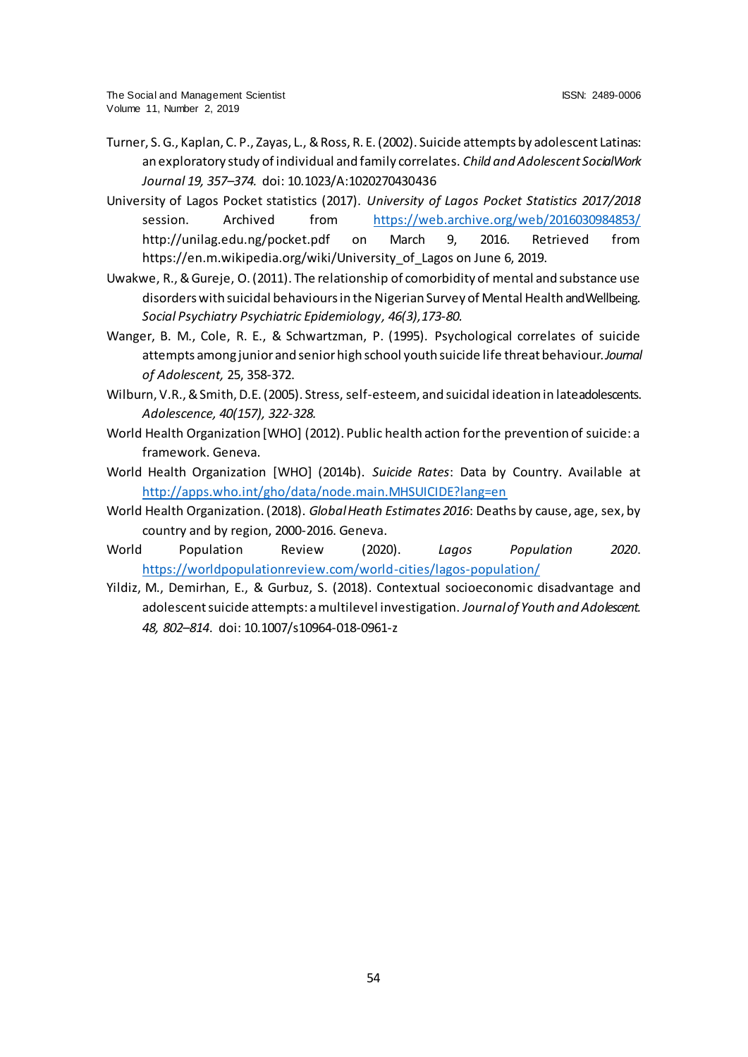Turner, S. G., Kaplan, C. P., Zayas, L., & Ross, R. E. (2002). Suicide attempts by adolescent Latinas: an exploratory study of individual and family correlates. *Child and Adolescent Social Work Journal 19, 357–374.* doi: 10.1023/A:1020270430436

University of Lagos Pocket statistics (2017). *University of Lagos Pocket Statistics 2017/2018* session. Archived from https://web.archive.org/web/2016030984853/ http://unilag.edu.ng/pocket.pdf on March 9, 2016. Retrieved from https://en.m.wikipedia.org/wiki/University_of_Lagos on June 6, 2019.

Uwakwe, R., & Gureje, O. (2011). The relationship of comorbidity of mental and substance use disorders with suicidal behaviours in the Nigerian Survey of Mental Health and Wellbeing. *Social Psychiatry Psychiatric Epidemiology, 46(3), 173-80.*

Wanger, B. M., Cole, R. E., & Schwartzman, P. (1995). Psychological correlates of suicide attempts among junior and senior high school youth suicide life threat behaviour. *Journal of Adolescent,* 25, 358-372.

Wilburn, V.R., & Smith, D.E. (2005). Stress, self-esteem, and suicidal ideation in late adolescents. *Adolescence, 40(157), 322-328.*

World Health Organization [WHO] (2012). Public health action for the prevention of suicide: a framework. Geneva.

World Health Organization [WHO] (2014b). *Suicide Rates*: Data by Country. Available at http://apps.who.int/gho/data/node.main.MHSUICIDE?lang=en

World Health Organization. (2018). *Global Heath Estimates 2016*: Deaths by cause, age, sex, by country and by region, 2000-2016. Geneva.

World Population Review (2020). *Lagos Population 2020*. https://worldpopulationreview.com/world-cities/lagos-population/

Yildiz, M., Demirhan, E., & Gurbuz, S. (2018). Contextual socioeconomic disadvantage and adolescent suicide attempts: a multilevel investigation. *Journal of Youth and Adolescent. 48, 802–814*. doi: 10.1007/s10964-018-0961-z